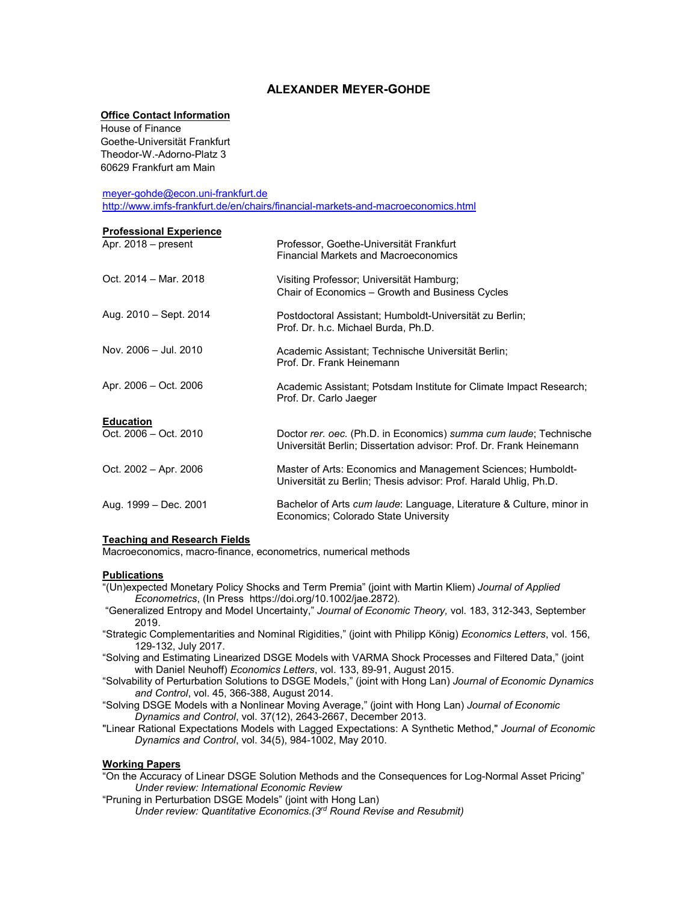# ALEXANDER MEYER-GOHDE

**Office Contact Information**

House of Finance
Goethe-Universität Frankfurt
Theodor-W.-Adorno-Platz 3
60629 Frankfurt am Main

meyer-gohde@econ.uni-frankfurt.de
http://www.imfs-frankfurt.de/en/chairs/financial-markets-and-macroeconomics.html

**Professional Experience**

| | |
|---|---|
| Apr. 2018 – present | Professor, Goethe-Universität Frankfurt<br>Financial Markets and Macroeconomics |
| Oct. 2014 – Mar. 2018 | Visiting Professor; Universität Hamburg;<br>Chair of Economics – Growth and Business Cycles |
| Aug. 2010 – Sept. 2014 | Postdoctoral Assistant; Humboldt-Universität zu Berlin;<br>Prof. Dr. h.c. Michael Burda, Ph.D. |
| Nov. 2006 – Jul. 2010 | Academic Assistant; Technische Universität Berlin;<br>Prof. Dr. Frank Heinemann |
| Apr. 2006 – Oct. 2006 | Academic Assistant; Potsdam Institute for Climate Impact Research;<br>Prof. Dr. Carlo Jaeger |

**Education**

| | |
|---|---|
| Oct. 2006 – Oct. 2010 | Doctor *rer. oec.* (Ph.D. in Economics) *summa cum laude*; Technische Universität Berlin; Dissertation advisor: Prof. Dr. Frank Heinemann |
| Oct. 2002 – Apr. 2006 | Master of Arts: Economics and Management Sciences; Humboldt-Universität zu Berlin; Thesis advisor: Prof. Harald Uhlig, Ph.D. |
| Aug. 1999 – Dec. 2001 | Bachelor of Arts *cum laude*: Language, Literature & Culture, minor in Economics; Colorado State University |

**Teaching and Research Fields**

Macroeconomics, macro-finance, econometrics, numerical methods

**Publications**

"(Un)expected Monetary Policy Shocks and Term Premia" (joint with Martin Kliem) *Journal of Applied Econometrics*, (In Press https://doi.org/10.1002/jae.2872).

"Generalized Entropy and Model Uncertainty," *Journal of Economic Theory,* vol. 183, 312-343, September 2019.

"Strategic Complementarities and Nominal Rigidities," (joint with Philipp König) *Economics Letters*, vol. 156, 129-132, July 2017.

"Solving and Estimating Linearized DSGE Models with VARMA Shock Processes and Filtered Data," (joint with Daniel Neuhoff) *Economics Letters*, vol. 133, 89-91, August 2015.

"Solvability of Perturbation Solutions to DSGE Models," (joint with Hong Lan) *Journal of Economic Dynamics and Control*, vol. 45, 366-388, August 2014.

"Solving DSGE Models with a Nonlinear Moving Average," (joint with Hong Lan) *Journal of Economic Dynamics and Control*, vol. 37(12), 2643-2667, December 2013.

"Linear Rational Expectations Models with Lagged Expectations: A Synthetic Method," *Journal of Economic Dynamics and Control*, vol. 34(5), 984-1002, May 2010.

**Working Papers**

"On the Accuracy of Linear DSGE Solution Methods and the Consequences for Log-Normal Asset Pricing"
*Under review: International Economic Review*

"Pruning in Perturbation DSGE Models" (joint with Hong Lan)
*Under review: Quantitative Economics.(3rd Round Revise and Resubmit)*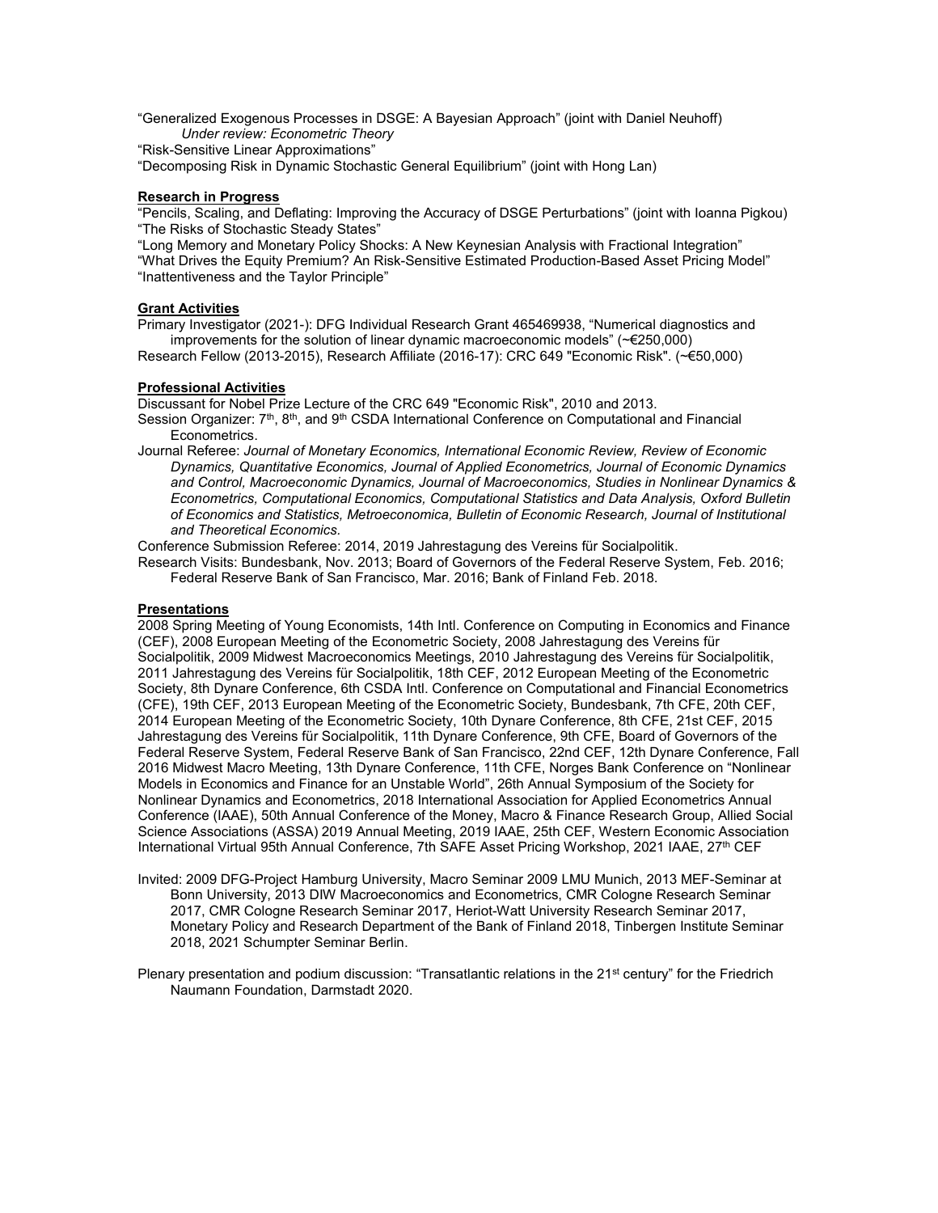"Generalized Exogenous Processes in DSGE: A Bayesian Approach" (joint with Daniel Neuhoff)
*Under review: Econometric Theory*
"Risk-Sensitive Linear Approximations"
"Decomposing Risk in Dynamic Stochastic General Equilibrium" (joint with Hong Lan)

## Research in Progress

"Pencils, Scaling, and Deflating: Improving the Accuracy of DSGE Perturbations" (joint with Ioanna Pigkou)
"The Risks of Stochastic Steady States"
"Long Memory and Monetary Policy Shocks: A New Keynesian Analysis with Fractional Integration"
"What Drives the Equity Premium? An Risk-Sensitive Estimated Production-Based Asset Pricing Model"
"Inattentiveness and the Taylor Principle"

## Grant Activities

Primary Investigator (2021-): DFG Individual Research Grant 465469938, "Numerical diagnostics and improvements for the solution of linear dynamic macroeconomic models" (~€250,000)
Research Fellow (2013-2015), Research Affiliate (2016-17): CRC 649 "Economic Risk". (~€50,000)

## Professional Activities

Discussant for Nobel Prize Lecture of the CRC 649 "Economic Risk", 2010 and 2013.
Session Organizer: 7th, 8th, and 9th CSDA International Conference on Computational and Financial Econometrics.
Journal Referee: *Journal of Monetary Economics, International Economic Review, Review of Economic Dynamics, Quantitative Economics, Journal of Applied Econometrics, Journal of Economic Dynamics and Control, Macroeconomic Dynamics, Journal of Macroeconomics, Studies in Nonlinear Dynamics & Econometrics, Computational Economics, Computational Statistics and Data Analysis, Oxford Bulletin of Economics and Statistics, Metroeconomica, Bulletin of Economic Research, Journal of Institutional and Theoretical Economics.*
Conference Submission Referee: 2014, 2019 Jahrestagung des Vereins für Socialpolitik.
Research Visits: Bundesbank, Nov. 2013; Board of Governors of the Federal Reserve System, Feb. 2016; Federal Reserve Bank of San Francisco, Mar. 2016; Bank of Finland Feb. 2018.

## Presentations

2008 Spring Meeting of Young Economists, 14th Intl. Conference on Computing in Economics and Finance (CEF), 2008 European Meeting of the Econometric Society, 2008 Jahrestagung des Vereins für Socialpolitik, 2009 Midwest Macroeconomics Meetings, 2010 Jahrestagung des Vereins für Socialpolitik, 2011 Jahrestagung des Vereins für Socialpolitik, 18th CEF, 2012 European Meeting of the Econometric Society, 8th Dynare Conference, 6th CSDA Intl. Conference on Computational and Financial Econometrics (CFE), 19th CEF, 2013 European Meeting of the Econometric Society, Bundesbank, 7th CFE, 20th CEF, 2014 European Meeting of the Econometric Society, 10th Dynare Conference, 8th CFE, 21st CEF, 2015 Jahrestagung des Vereins für Socialpolitik, 11th Dynare Conference, 9th CFE, Board of Governors of the Federal Reserve System, Federal Reserve Bank of San Francisco, 22nd CEF, 12th Dynare Conference, Fall 2016 Midwest Macro Meeting, 13th Dynare Conference, 11th CFE, Norges Bank Conference on "Nonlinear Models in Economics and Finance for an Unstable World", 26th Annual Symposium of the Society for Nonlinear Dynamics and Econometrics, 2018 International Association for Applied Econometrics Annual Conference (IAAE), 50th Annual Conference of the Money, Macro & Finance Research Group, Allied Social Science Associations (ASSA) 2019 Annual Meeting, 2019 IAAE, 25th CEF, Western Economic Association International Virtual 95th Annual Conference, 7th SAFE Asset Pricing Workshop, 2021 IAAE, 27th CEF

Invited: 2009 DFG-Project Hamburg University, Macro Seminar 2009 LMU Munich, 2013 MEF-Seminar at Bonn University, 2013 DIW Macroeconomics and Econometrics, CMR Cologne Research Seminar 2017, CMR Cologne Research Seminar 2017, Heriot-Watt University Research Seminar 2017, Monetary Policy and Research Department of the Bank of Finland 2018, Tinbergen Institute Seminar 2018, 2021 Schumpter Seminar Berlin.

Plenary presentation and podium discussion: "Transatlantic relations in the 21st century" for the Friedrich Naumann Foundation, Darmstadt 2020.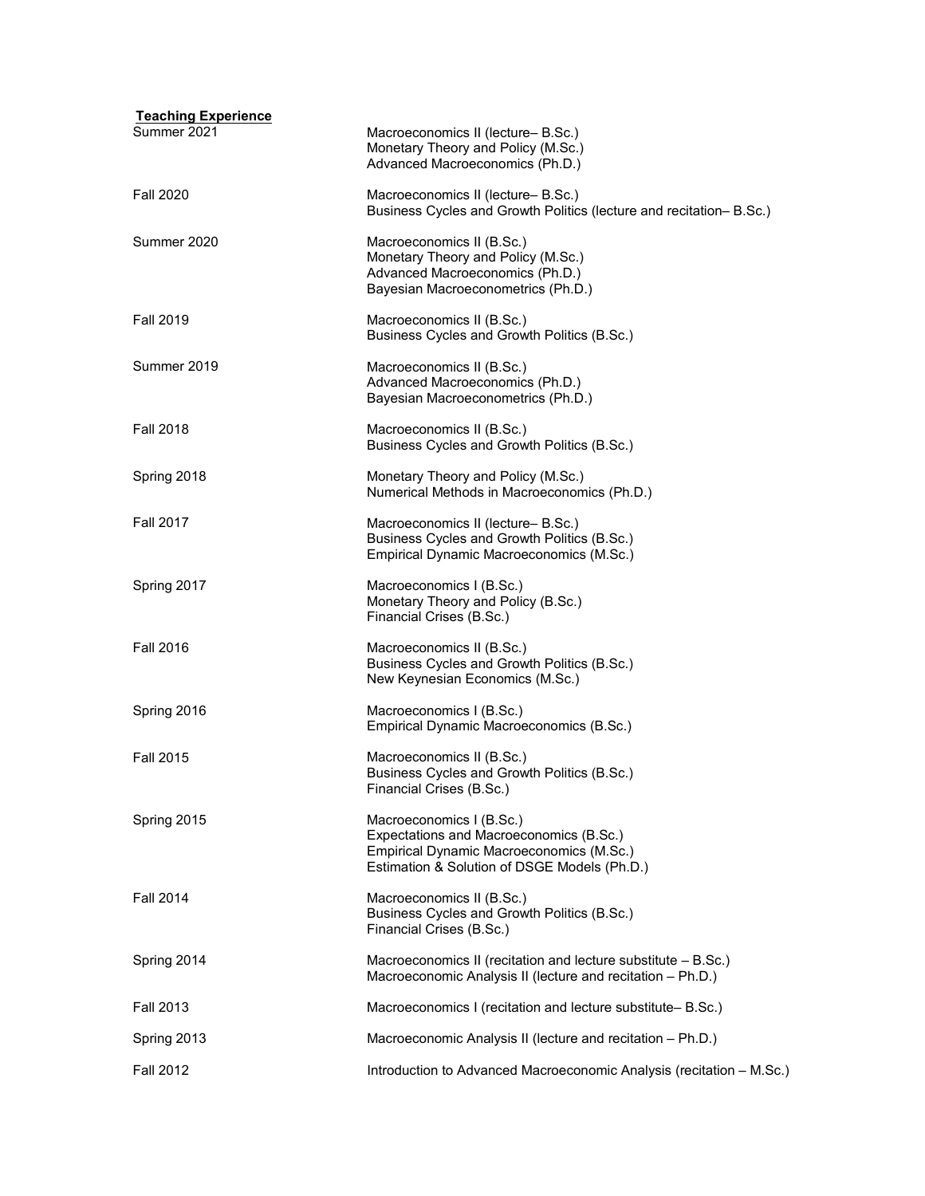**Teaching Experience**

| | |
|---|---|
| Summer 2021 | Macroeconomics II (lecture– B.Sc.)<br>Monetary Theory and Policy (M.Sc.)<br>Advanced Macroeconomics (Ph.D.) |
| Fall 2020 | Macroeconomics II (lecture– B.Sc.)<br>Business Cycles and Growth Politics (lecture and recitation– B.Sc.) |
| Summer 2020 | Macroeconomics II (B.Sc.)<br>Monetary Theory and Policy (M.Sc.)<br>Advanced Macroeconomics (Ph.D.)<br>Bayesian Macroeconometrics (Ph.D.) |
| Fall 2019 | Macroeconomics II (B.Sc.)<br>Business Cycles and Growth Politics (B.Sc.) |
| Summer 2019 | Macroeconomics II (B.Sc.)<br>Advanced Macroeconomics (Ph.D.)<br>Bayesian Macroeconometrics (Ph.D.) |
| Fall 2018 | Macroeconomics II (B.Sc.)<br>Business Cycles and Growth Politics (B.Sc.) |
| Spring 2018 | Monetary Theory and Policy (M.Sc.)<br>Numerical Methods in Macroeconomics (Ph.D.) |
| Fall 2017 | Macroeconomics II (lecture– B.Sc.)<br>Business Cycles and Growth Politics (B.Sc.)<br>Empirical Dynamic Macroeconomics (M.Sc.) |
| Spring 2017 | Macroeconomics I (B.Sc.)<br>Monetary Theory and Policy (B.Sc.)<br>Financial Crises (B.Sc.) |
| Fall 2016 | Macroeconomics II (B.Sc.)<br>Business Cycles and Growth Politics (B.Sc.)<br>New Keynesian Economics (M.Sc.) |
| Spring 2016 | Macroeconomics I (B.Sc.)<br>Empirical Dynamic Macroeconomics (B.Sc.) |
| Fall 2015 | Macroeconomics II (B.Sc.)<br>Business Cycles and Growth Politics (B.Sc.)<br>Financial Crises (B.Sc.) |
| Spring 2015 | Macroeconomics I (B.Sc.)<br>Expectations and Macroeconomics (B.Sc.)<br>Empirical Dynamic Macroeconomics (M.Sc.)<br>Estimation & Solution of DSGE Models (Ph.D.) |
| Fall 2014 | Macroeconomics II (B.Sc.)<br>Business Cycles and Growth Politics (B.Sc.)<br>Financial Crises (B.Sc.) |
| Spring 2014 | Macroeconomics II (recitation and lecture substitute – B.Sc.)<br>Macroeconomic Analysis II (lecture and recitation – Ph.D.) |
| Fall 2013 | Macroeconomics I (recitation and lecture substitute– B.Sc.) |
| Spring 2013 | Macroeconomic Analysis II (lecture and recitation – Ph.D.) |
| Fall 2012 | Introduction to Advanced Macroeconomic Analysis (recitation – M.Sc.) |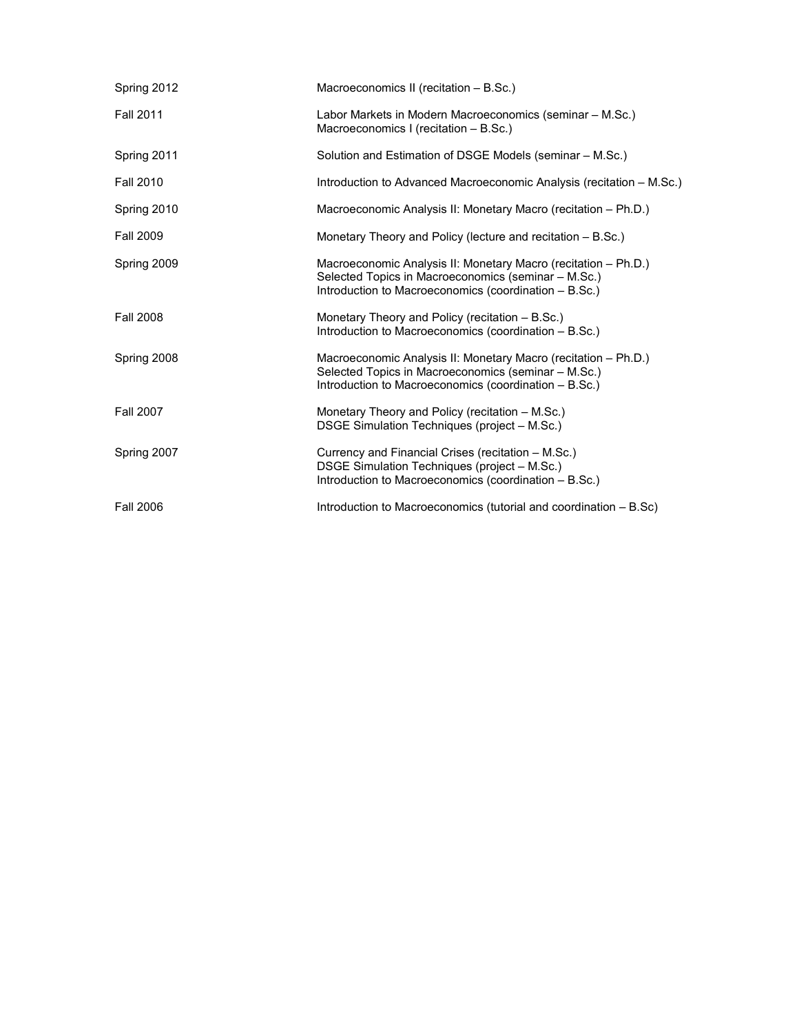| | |
|---|---|
| Spring 2012 | Macroeconomics II (recitation – B.Sc.) |
| Fall 2011 | Labor Markets in Modern Macroeconomics (seminar – M.Sc.)<br>Macroeconomics I (recitation – B.Sc.) |
| Spring 2011 | Solution and Estimation of DSGE Models (seminar – M.Sc.) |
| Fall 2010 | Introduction to Advanced Macroeconomic Analysis (recitation – M.Sc.) |
| Spring 2010 | Macroeconomic Analysis II: Monetary Macro (recitation – Ph.D.) |
| Fall 2009 | Monetary Theory and Policy (lecture and recitation – B.Sc.) |
| Spring 2009 | Macroeconomic Analysis II: Monetary Macro (recitation – Ph.D.)<br>Selected Topics in Macroeconomics (seminar – M.Sc.)<br>Introduction to Macroeconomics (coordination – B.Sc.) |
| Fall 2008 | Monetary Theory and Policy (recitation – B.Sc.)<br>Introduction to Macroeconomics (coordination – B.Sc.) |
| Spring 2008 | Macroeconomic Analysis II: Monetary Macro (recitation – Ph.D.)<br>Selected Topics in Macroeconomics (seminar – M.Sc.)<br>Introduction to Macroeconomics (coordination – B.Sc.) |
| Fall 2007 | Monetary Theory and Policy (recitation – M.Sc.)<br>DSGE Simulation Techniques (project – M.Sc.) |
| Spring 2007 | Currency and Financial Crises (recitation – M.Sc.)<br>DSGE Simulation Techniques (project – M.Sc.)<br>Introduction to Macroeconomics (coordination – B.Sc.) |
| Fall 2006 | Introduction to Macroeconomics (tutorial and coordination – B.Sc) |